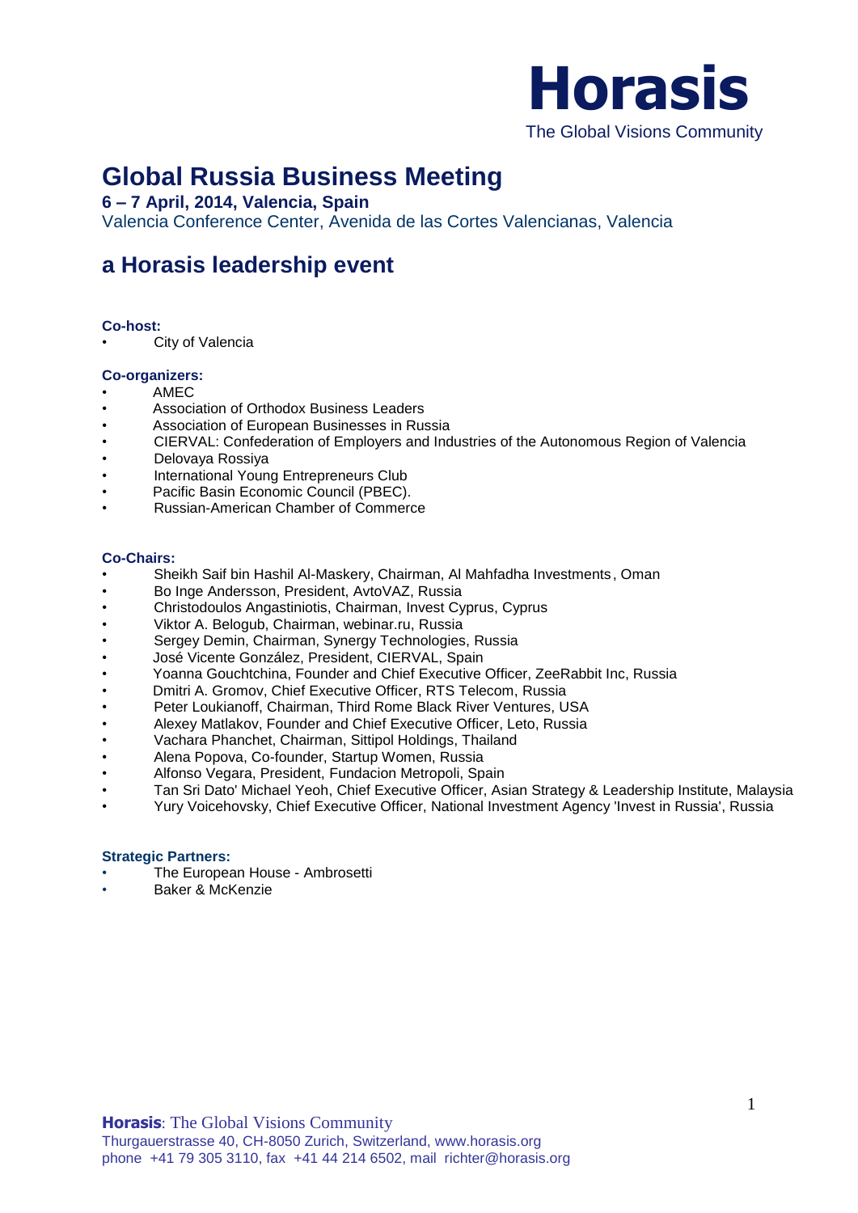**Horasis**
The Global Visions Community

# Global Russia Business Meeting

**6 – 7 April, 2014, Valencia, Spain**
Valencia Conference Center, Avenida de las Cortes Valencianas, Valencia

## a Horasis leadership event

**Co-host:**

- City of Valencia

**Co-organizers:**

- AMEC
- Association of Orthodox Business Leaders
- Association of European Businesses in Russia
- CIERVAL: Confederation of Employers and Industries of the Autonomous Region of Valencia
- Delovaya Rossiya
- International Young Entrepreneurs Club
- Pacific Basin Economic Council (PBEC).
- Russian-American Chamber of Commerce

**Co-Chairs:**

- Sheikh Saif bin Hashil Al-Maskery, Chairman, Al Mahfadha Investments, Oman
- Bo Inge Andersson, President, AvtoVAZ, Russia
- Christodoulos Angastiniotis, Chairman, Invest Cyprus, Cyprus
- Viktor A. Belogub, Chairman, webinar.ru, Russia
- Sergey Demin, Chairman, Synergy Technologies, Russia
- José Vicente González, President, CIERVAL, Spain
- Yoanna Gouchtchina, Founder and Chief Executive Officer, ZeeRabbit Inc, Russia
- Dmitri A. Gromov, Chief Executive Officer, RTS Telecom, Russia
- Peter Loukianoff, Chairman, Third Rome Black River Ventures, USA
- Alexey Matlakov, Founder and Chief Executive Officer, Leto, Russia
- Vachara Phanchet, Chairman, Sittipol Holdings, Thailand
- Alena Popova, Co-founder, Startup Women, Russia
- Alfonso Vegara, President, Fundacion Metropoli, Spain
- Tan Sri Dato' Michael Yeoh, Chief Executive Officer, Asian Strategy & Leadership Institute, Malaysia
- Yury Voicehovsky, Chief Executive Officer, National Investment Agency 'Invest in Russia', Russia

**Strategic Partners:**

- The European House - Ambrosetti
- Baker & McKenzie

**Horasis**: The Global Visions Community
Thurgauerstrasse 40, CH-8050 Zurich, Switzerland, www.horasis.org
phone +41 79 305 3110, fax +41 44 214 6502, mail richter@horasis.org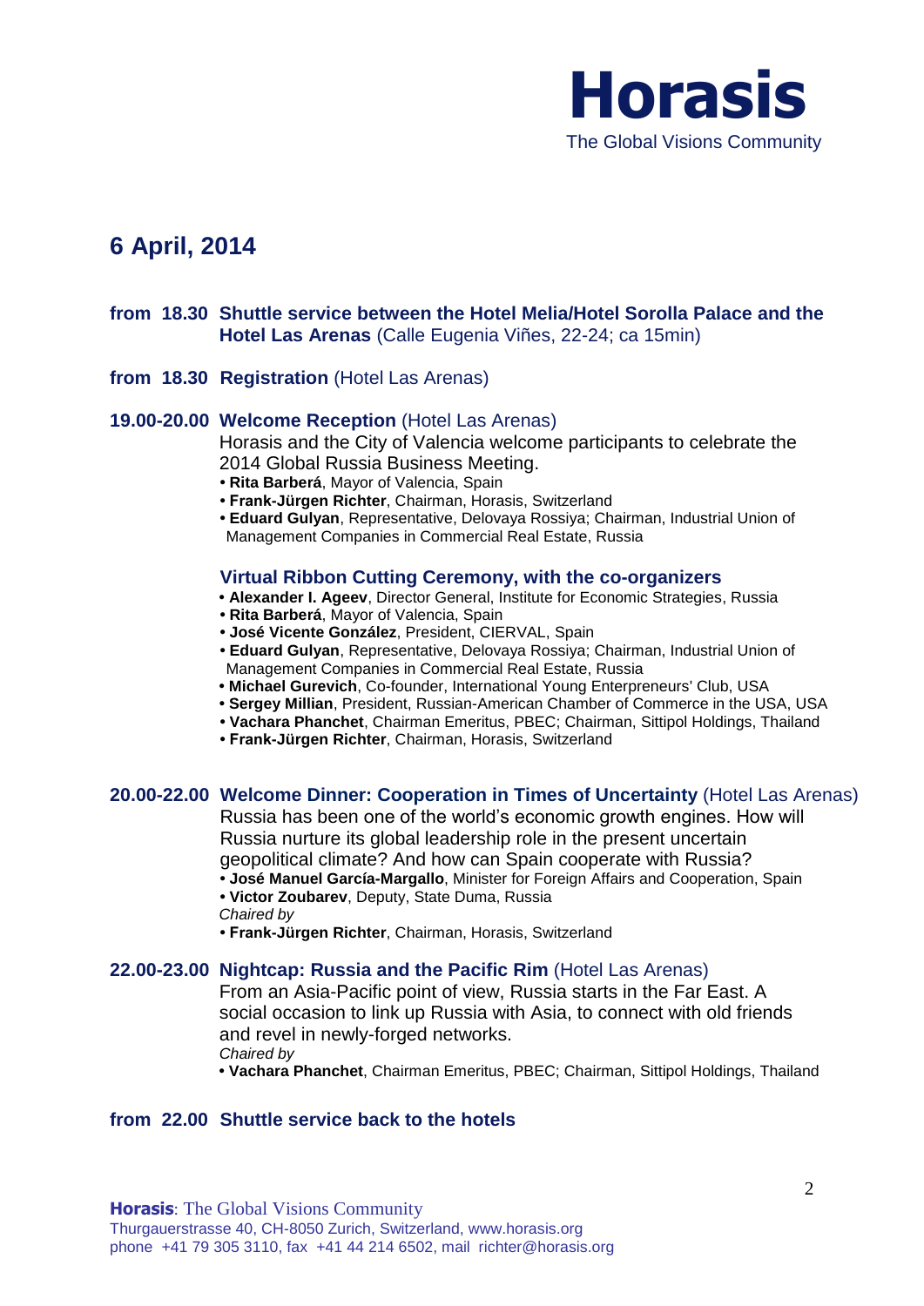## 6 April, 2014

**from 18.30 Shuttle service between the Hotel Melia/Hotel Sorolla Palace and the Hotel Las Arenas** (Calle Eugenia Viñes, 22-24; ca 15min)

**from 18.30 Registration** (Hotel Las Arenas)

**19.00-20.00 Welcome Reception** (Hotel Las Arenas)

Horasis and the City of Valencia welcome participants to celebrate the 2014 Global Russia Business Meeting.

- **Rita Barberá**, Mayor of Valencia, Spain
- **Frank-Jürgen Richter**, Chairman, Horasis, Switzerland
- **Eduard Gulyan**, Representative, Delovaya Rossiya; Chairman, Industrial Union of Management Companies in Commercial Real Estate, Russia

**Virtual Ribbon Cutting Ceremony, with the co-organizers**

- **Alexander I. Ageev**, Director General, Institute for Economic Strategies, Russia
- **Rita Barberá**, Mayor of Valencia, Spain
- **José Vicente González**, President, CIERVAL, Spain
- **Eduard Gulyan**, Representative, Delovaya Rossiya; Chairman, Industrial Union of Management Companies in Commercial Real Estate, Russia
- **Michael Gurevich**, Co-founder, International Young Enterpreneurs' Club, USA
- **Sergey Millian**, President, Russian-American Chamber of Commerce in the USA, USA
- **Vachara Phanchet**, Chairman Emeritus, PBEC; Chairman, Sittipol Holdings, Thailand
- **Frank-Jürgen Richter**, Chairman, Horasis, Switzerland

**20.00-22.00 Welcome Dinner: Cooperation in Times of Uncertainty** (Hotel Las Arenas)

Russia has been one of the world's economic growth engines. How will Russia nurture its global leadership role in the present uncertain geopolitical climate? And how can Spain cooperate with Russia?

- **José Manuel García-Margallo**, Minister for Foreign Affairs and Cooperation, Spain
- **Victor Zoubarev**, Deputy, State Duma, Russia

*Chaired by*

- **Frank-Jürgen Richter**, Chairman, Horasis, Switzerland

**22.00-23.00 Nightcap: Russia and the Pacific Rim** (Hotel Las Arenas)

From an Asia-Pacific point of view, Russia starts in the Far East. A social occasion to link up Russia with Asia, to connect with old friends and revel in newly-forged networks.

*Chaired by*

- **Vachara Phanchet**, Chairman Emeritus, PBEC; Chairman, Sittipol Holdings, Thailand

**from 22.00 Shuttle service back to the hotels**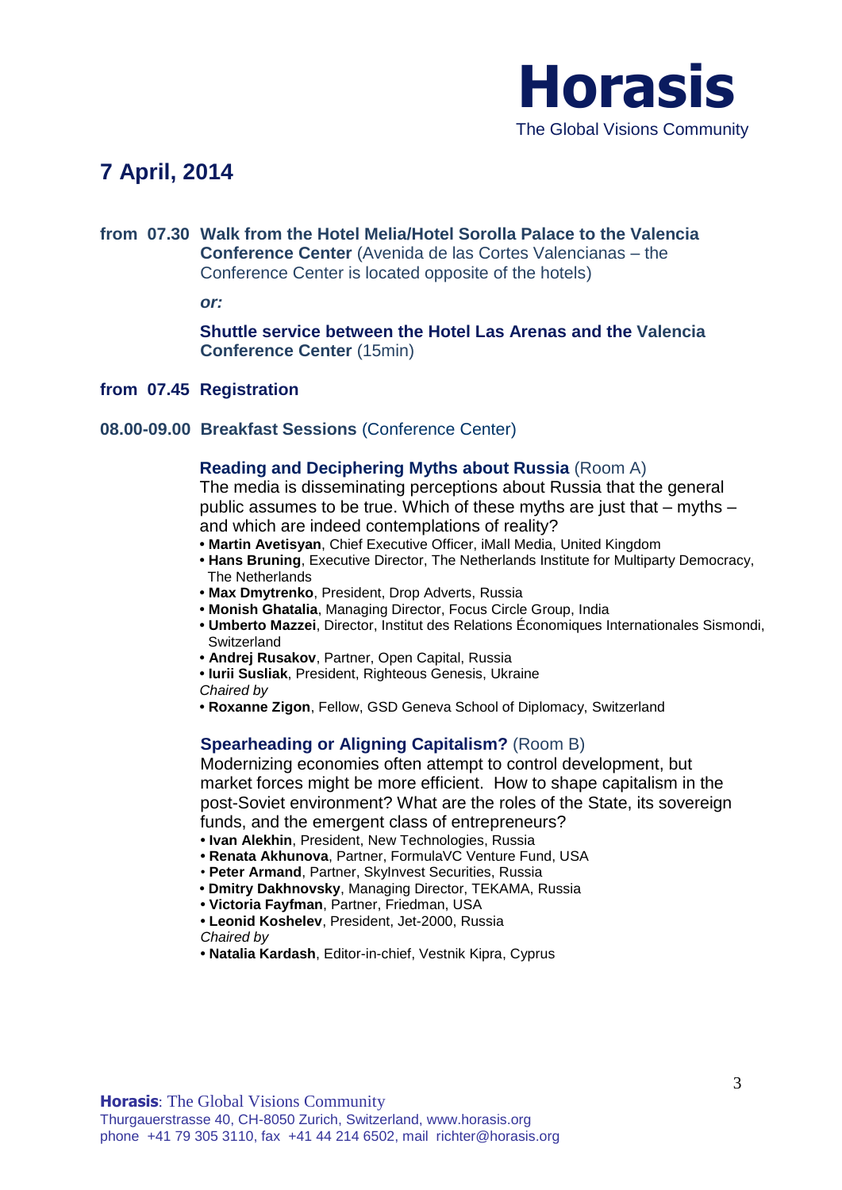# 7 April, 2014

**from 07.30 Walk from the Hotel Melia/Hotel Sorolla Palace to the Valencia Conference Center** (Avenida de las Cortes Valencianas – the Conference Center is located opposite of the hotels)

***or:***

**Shuttle service between the Hotel Las Arenas and the Valencia Conference Center** (15min)

**from 07.45 Registration**

**08.00-09.00 Breakfast Sessions** (Conference Center)

**Reading and Deciphering Myths about Russia** (Room A)

The media is disseminating perceptions about Russia that the general public assumes to be true. Which of these myths are just that – myths – and which are indeed contemplations of reality?

- **Martin Avetisyan**, Chief Executive Officer, iMall Media, United Kingdom
- **Hans Bruning**, Executive Director, The Netherlands Institute for Multiparty Democracy, The Netherlands
- **Max Dmytrenko**, President, Drop Adverts, Russia
- **Monish Ghatalia**, Managing Director, Focus Circle Group, India
- **Umberto Mazzei**, Director, Institut des Relations Économiques Internationales Sismondi, Switzerland
- **Andrej Rusakov**, Partner, Open Capital, Russia
- **Iurii Susliak**, President, Righteous Genesis, Ukraine

*Chaired by*

- **Roxanne Zigon**, Fellow, GSD Geneva School of Diplomacy, Switzerland

**Spearheading or Aligning Capitalism?** (Room B)

Modernizing economies often attempt to control development, but market forces might be more efficient. How to shape capitalism in the post-Soviet environment? What are the roles of the State, its sovereign funds, and the emergent class of entrepreneurs?

- **Ivan Alekhin**, President, New Technologies, Russia
- **Renata Akhunova**, Partner, FormulaVC Venture Fund, USA
- **Peter Armand**, Partner, SkyInvest Securities, Russia
- **Dmitry Dakhnovsky**, Managing Director, TEKAMA, Russia
- **Victoria Fayfman**, Partner, Friedman, USA
- **Leonid Koshelev**, President, Jet-2000, Russia

*Chaired by*

- **Natalia Kardash**, Editor-in-chief, Vestnik Kipra, Cyprus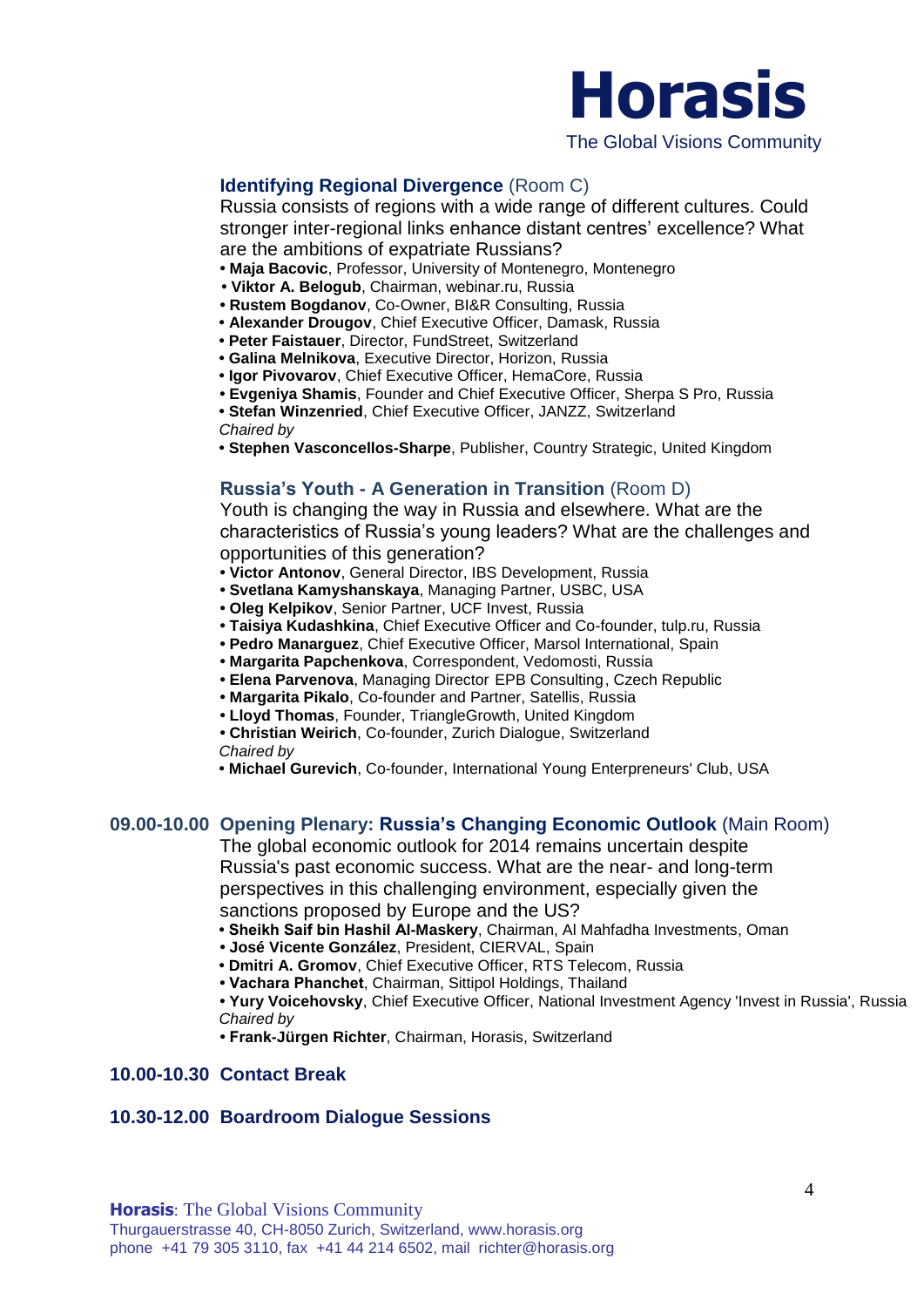### **Identifying Regional Divergence** (Room C)

Russia consists of regions with a wide range of different cultures. Could stronger inter-regional links enhance distant centres' excellence? What are the ambitions of expatriate Russians?

- **Maja Bacovic**, Professor, University of Montenegro, Montenegro
- **Viktor A. Belogub**, Chairman, webinar.ru, Russia
- **Rustem Bogdanov**, Co-Owner, BI&R Consulting, Russia
- **Alexander Drougov**, Chief Executive Officer, Damask, Russia
- **Peter Faistauer**, Director, FundStreet, Switzerland
- **Galina Melnikova**, Executive Director, Horizon, Russia
- **Igor Pivovarov**, Chief Executive Officer, HemaCore, Russia
- **Evgeniya Shamis**, Founder and Chief Executive Officer, Sherpa S Pro, Russia
- **Stefan Winzenried**, Chief Executive Officer, JANZZ, Switzerland

*Chaired by*

- **Stephen Vasconcellos-Sharpe**, Publisher, Country Strategic, United Kingdom

### **Russia's Youth - A Generation in Transition** (Room D)

Youth is changing the way in Russia and elsewhere. What are the characteristics of Russia's young leaders? What are the challenges and opportunities of this generation?

- **Victor Antonov**, General Director, IBS Development, Russia
- **Svetlana Kamyshanskaya**, Managing Partner, USBC, USA
- **Oleg Kelpikov**, Senior Partner, UCF Invest, Russia
- **Taisiya Kudashkina**, Chief Executive Officer and Co-founder, tulp.ru, Russia
- **Pedro Manarguez**, Chief Executive Officer, Marsol International, Spain
- **Margarita Papchenkova**, Correspondent, Vedomosti, Russia
- **Elena Parvenova**, Managing Director EPB Consulting, Czech Republic
- **Margarita Pikalo**, Co-founder and Partner, Satellis, Russia
- **Lloyd Thomas**, Founder, TriangleGrowth, United Kingdom
- **Christian Weirich**, Co-founder, Zurich Dialogue, Switzerland

*Chaired by*

- **Michael Gurevich**, Co-founder, International Young Enterpreneurs' Club, USA

### **09.00-10.00 Opening Plenary: Russia's Changing Economic Outlook** (Main Room)

The global economic outlook for 2014 remains uncertain despite Russia's past economic success. What are the near- and long-term perspectives in this challenging environment, especially given the sanctions proposed by Europe and the US?

- **Sheikh Saif bin Hashil Al-Maskery**, Chairman, Al Mahfadha Investments, Oman
- **José Vicente González**, President, CIERVAL, Spain
- **Dmitri A. Gromov**, Chief Executive Officer, RTS Telecom, Russia
- **Vachara Phanchet**, Chairman, Sittipol Holdings, Thailand
- **Yury Voicehovsky**, Chief Executive Officer, National Investment Agency 'Invest in Russia', Russia

*Chaired by*

- **Frank-Jürgen Richter**, Chairman, Horasis, Switzerland

### **10.00-10.30 Contact Break**

### **10.30-12.00 Boardroom Dialogue Sessions**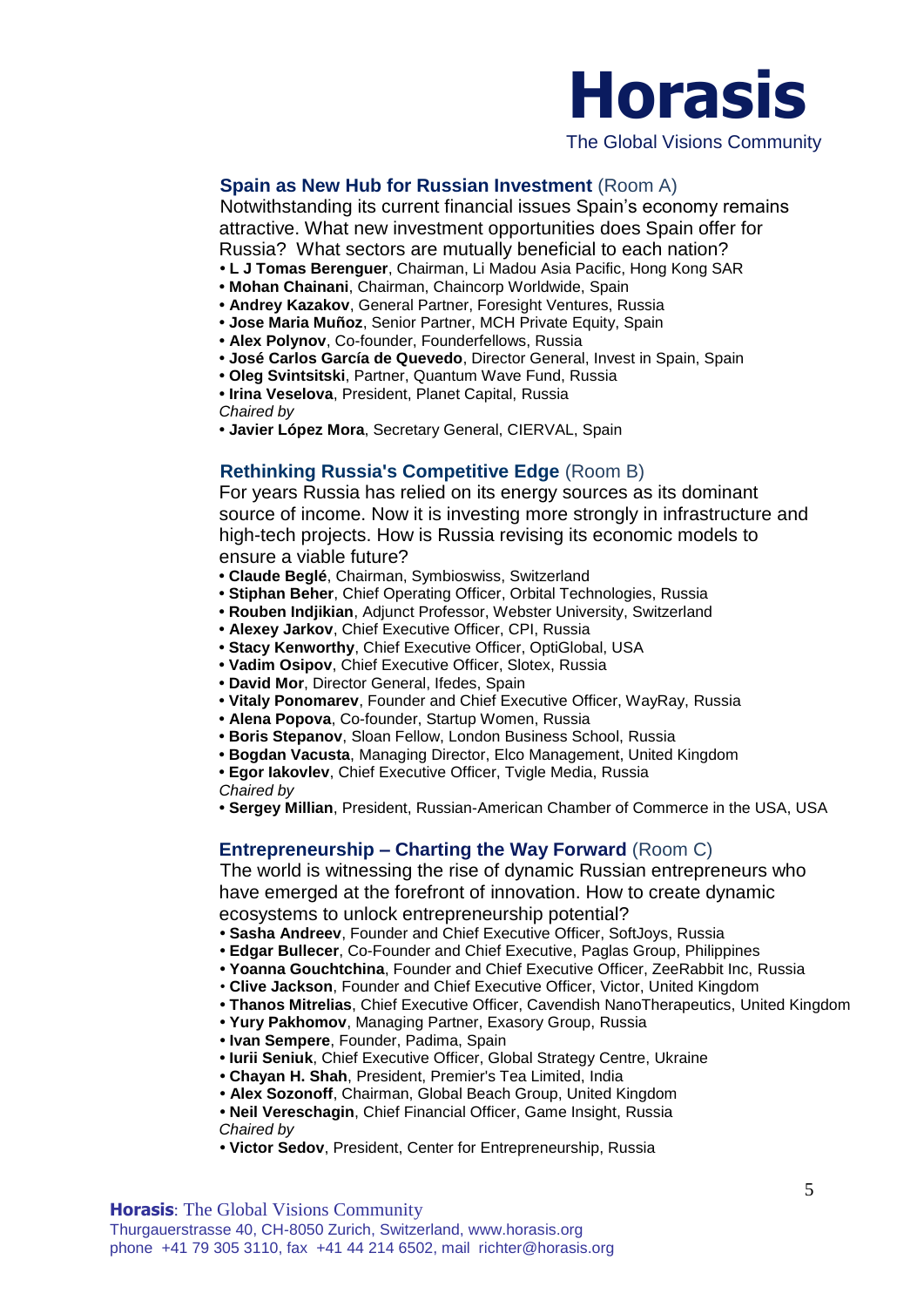## Spain as New Hub for Russian Investment (Room A)

Notwithstanding its current financial issues Spain's economy remains attractive. What new investment opportunities does Spain offer for Russia? What sectors are mutually beneficial to each nation?

- **L J Tomas Berenguer**, Chairman, Li Madou Asia Pacific, Hong Kong SAR
- **Mohan Chainani**, Chairman, Chaincorp Worldwide, Spain
- **Andrey Kazakov**, General Partner, Foresight Ventures, Russia
- **Jose Maria Muñoz**, Senior Partner, MCH Private Equity, Spain
- **Alex Polynov**, Co-founder, Founderfellows, Russia
- **José Carlos García de Quevedo**, Director General, Invest in Spain, Spain
- **Oleg Svintsitski**, Partner, Quantum Wave Fund, Russia
- **Irina Veselova**, President, Planet Capital, Russia

*Chaired by*

- **Javier López Mora**, Secretary General, CIERVAL, Spain

## Rethinking Russia's Competitive Edge (Room B)

For years Russia has relied on its energy sources as its dominant source of income. Now it is investing more strongly in infrastructure and high-tech projects. How is Russia revising its economic models to ensure a viable future?

- **Claude Beglé**, Chairman, Symbioswiss, Switzerland
- **Stiphan Beher**, Chief Operating Officer, Orbital Technologies, Russia
- **Rouben Indjikian**, Adjunct Professor, Webster University, Switzerland
- **Alexey Jarkov**, Chief Executive Officer, CPI, Russia
- **Stacy Kenworthy**, Chief Executive Officer, OptiGlobal, USA
- **Vadim Osipov**, Chief Executive Officer, Slotex, Russia
- **David Mor**, Director General, Ifedes, Spain
- **Vitaly Ponomarev**, Founder and Chief Executive Officer, WayRay, Russia
- **Alena Popova**, Co-founder, Startup Women, Russia
- **Boris Stepanov**, Sloan Fellow, London Business School, Russia
- **Bogdan Vacusta**, Managing Director, Elco Management, United Kingdom
- **Egor Iakovlev**, Chief Executive Officer, Tvigle Media, Russia

*Chaired by*

- **Sergey Millian**, President, Russian-American Chamber of Commerce in the USA, USA

## Entrepreneurship – Charting the Way Forward (Room C)

The world is witnessing the rise of dynamic Russian entrepreneurs who have emerged at the forefront of innovation. How to create dynamic ecosystems to unlock entrepreneurship potential?

- **Sasha Andreev**, Founder and Chief Executive Officer, SoftJoys, Russia
- **Edgar Bullecer**, Co-Founder and Chief Executive, Paglas Group, Philippines
- **Yoanna Gouchtchina**, Founder and Chief Executive Officer, ZeeRabbit Inc, Russia
- **Clive Jackson**, Founder and Chief Executive Officer, Victor, United Kingdom
- **Thanos Mitrelias**, Chief Executive Officer, Cavendish NanoTherapeutics, United Kingdom
- **Yury Pakhomov**, Managing Partner, Exasory Group, Russia
- **Ivan Sempere**, Founder, Padima, Spain
- **Iurii Seniuk**, Chief Executive Officer, Global Strategy Centre, Ukraine
- **Chayan H. Shah**, President, Premier's Tea Limited, India
- **Alex Sozonoff**, Chairman, Global Beach Group, United Kingdom
- **Neil Vereschagin**, Chief Financial Officer, Game Insight, Russia

*Chaired by*

- **Victor Sedov**, President, Center for Entrepreneurship, Russia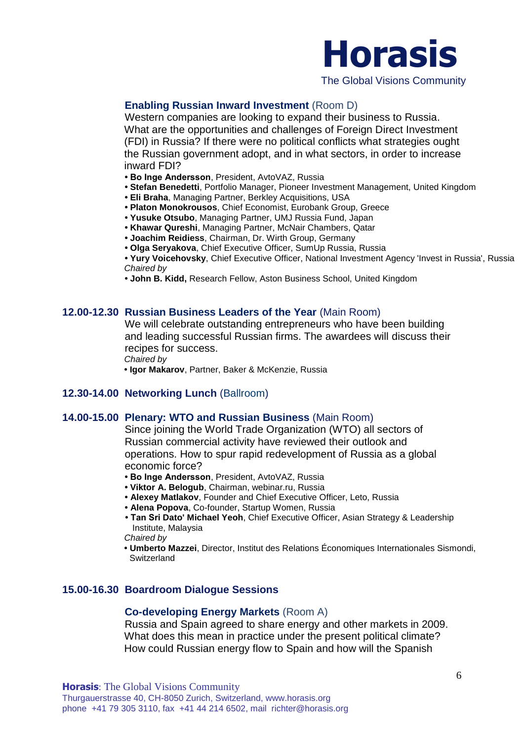**Enabling Russian Inward Investment** (Room D)

Western companies are looking to expand their business to Russia. What are the opportunities and challenges of Foreign Direct Investment (FDI) in Russia? If there were no political conflicts what strategies ought the Russian government adopt, and in what sectors, in order to increase inward FDI?

- **Bo Inge Andersson**, President, AvtoVAZ, Russia
- **Stefan Benedetti**, Portfolio Manager, Pioneer Investment Management, United Kingdom
- **Eli Braha**, Managing Partner, Berkley Acquisitions, USA
- **Platon Monokrousos**, Chief Economist, Eurobank Group, Greece
- **Yusuke Otsubo**, Managing Partner, UMJ Russia Fund, Japan
- **Khawar Qureshi**, Managing Partner, McNair Chambers, Qatar
- **Joachim Reidiess**, Chairman, Dr. Wirth Group, Germany
- **Olga Seryakova**, Chief Executive Officer, SumUp Russia, Russia
- **Yury Voicehovsky**, Chief Executive Officer, National Investment Agency 'Invest in Russia', Russia

*Chaired by*

- **John B. Kidd,** Research Fellow, Aston Business School, United Kingdom

**12.00-12.30 Russian Business Leaders of the Year** (Main Room)

We will celebrate outstanding entrepreneurs who have been building and leading successful Russian firms. The awardees will discuss their recipes for success.

*Chaired by*

- **Igor Makarov**, Partner, Baker & McKenzie, Russia

**12.30-14.00 Networking Lunch** (Ballroom)

**14.00-15.00 Plenary: WTO and Russian Business** (Main Room)

Since joining the World Trade Organization (WTO) all sectors of Russian commercial activity have reviewed their outlook and operations. How to spur rapid redevelopment of Russia as a global economic force?

- **Bo Inge Andersson**, President, AvtoVAZ, Russia
- **Viktor A. Belogub**, Chairman, webinar.ru, Russia
- **Alexey Matlakov**, Founder and Chief Executive Officer, Leto, Russia
- **Alena Popova**, Co-founder, Startup Women, Russia
- **Tan Sri Dato' Michael Yeoh**, Chief Executive Officer, Asian Strategy & Leadership Institute, Malaysia

*Chaired by*

- **Umberto Mazzei**, Director, Institut des Relations Économiques Internationales Sismondi, Switzerland

**15.00-16.30 Boardroom Dialogue Sessions**

**Co-developing Energy Markets** (Room A)

Russia and Spain agreed to share energy and other markets in 2009. What does this mean in practice under the present political climate? How could Russian energy flow to Spain and how will the Spanish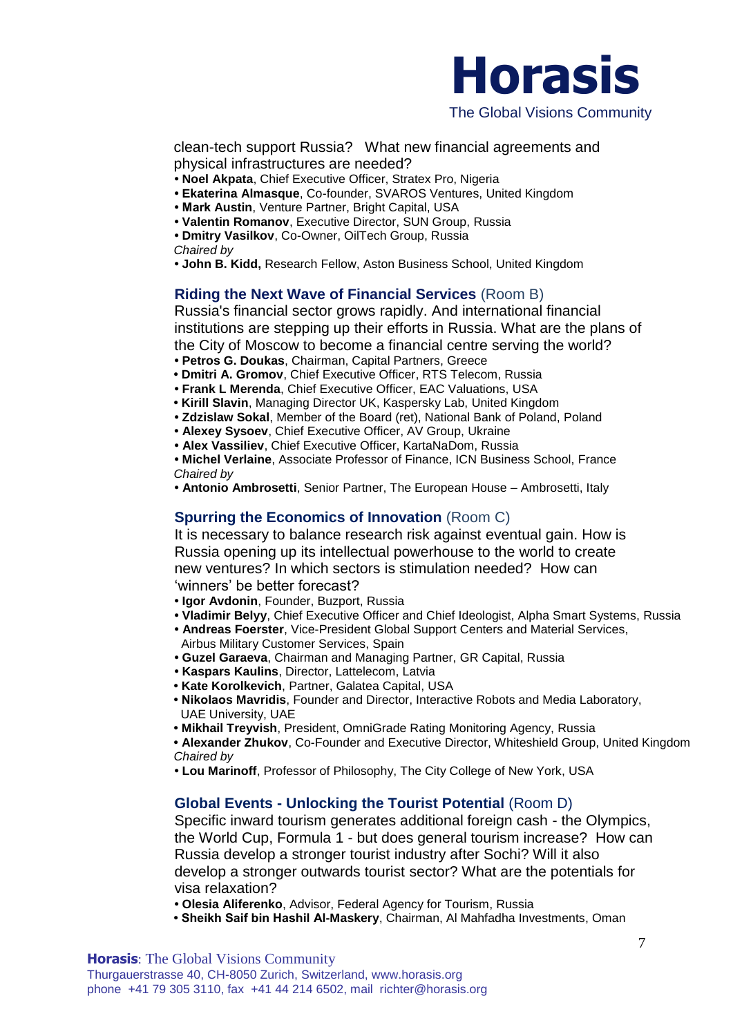clean-tech support Russia? What new financial agreements and physical infrastructures are needed?

- **Noel Akpata**, Chief Executive Officer, Stratex Pro, Nigeria
- **Ekaterina Almasque**, Co-founder, SVAROS Ventures, United Kingdom
- **Mark Austin**, Venture Partner, Bright Capital, USA
- **Valentin Romanov**, Executive Director, SUN Group, Russia
- **Dmitry Vasilkov**, Co-Owner, OilTech Group, Russia

*Chaired by*

- **John B. Kidd,** Research Fellow, Aston Business School, United Kingdom

### Riding the Next Wave of Financial Services (Room B)

Russia's financial sector grows rapidly. And international financial institutions are stepping up their efforts in Russia. What are the plans of the City of Moscow to become a financial centre serving the world?

- **Petros G. Doukas**, Chairman, Capital Partners, Greece
- **Dmitri A. Gromov**, Chief Executive Officer, RTS Telecom, Russia
- **Frank L Merenda**, Chief Executive Officer, EAC Valuations, USA
- **Kirill Slavin**, Managing Director UK, Kaspersky Lab, United Kingdom
- **Zdzislaw Sokal**, Member of the Board (ret), National Bank of Poland, Poland
- **Alexey Sysoev**, Chief Executive Officer, AV Group, Ukraine
- **Alex Vassiliev**, Chief Executive Officer, KartaNaDom, Russia
- **Michel Verlaine**, Associate Professor of Finance, ICN Business School, France

*Chaired by*

- **Antonio Ambrosetti**, Senior Partner, The European House – Ambrosetti, Italy

### Spurring the Economics of Innovation (Room C)

It is necessary to balance research risk against eventual gain. How is Russia opening up its intellectual powerhouse to the world to create new ventures? In which sectors is stimulation needed? How can 'winners' be better forecast?

- **Igor Avdonin**, Founder, Buzport, Russia
- **Vladimir Belyy**, Chief Executive Officer and Chief Ideologist, Alpha Smart Systems, Russia
- **Andreas Foerster**, Vice-President Global Support Centers and Material Services, Airbus Military Customer Services, Spain
- **Guzel Garaeva**, Chairman and Managing Partner, GR Capital, Russia
- **Kaspars Kaulins**, Director, Lattelecom, Latvia
- **Kate Korolkevich**, Partner, Galatea Capital, USA
- **Nikolaos Mavridis**, Founder and Director, Interactive Robots and Media Laboratory, UAE University, UAE
- **Mikhail Treyvish**, President, OmniGrade Rating Monitoring Agency, Russia
- **Alexander Zhukov**, Co-Founder and Executive Director, Whiteshield Group, United Kingdom

*Chaired by*

- **Lou Marinoff**, Professor of Philosophy, The City College of New York, USA

### Global Events - Unlocking the Tourist Potential (Room D)

Specific inward tourism generates additional foreign cash - the Olympics, the World Cup, Formula 1 - but does general tourism increase? How can Russia develop a stronger tourist industry after Sochi? Will it also develop a stronger outwards tourist sector? What are the potentials for visa relaxation?

- **Olesia Aliferenko**, Advisor, Federal Agency for Tourism, Russia
- **Sheikh Saif bin Hashil Al-Maskery**, Chairman, Al Mahfadha Investments, Oman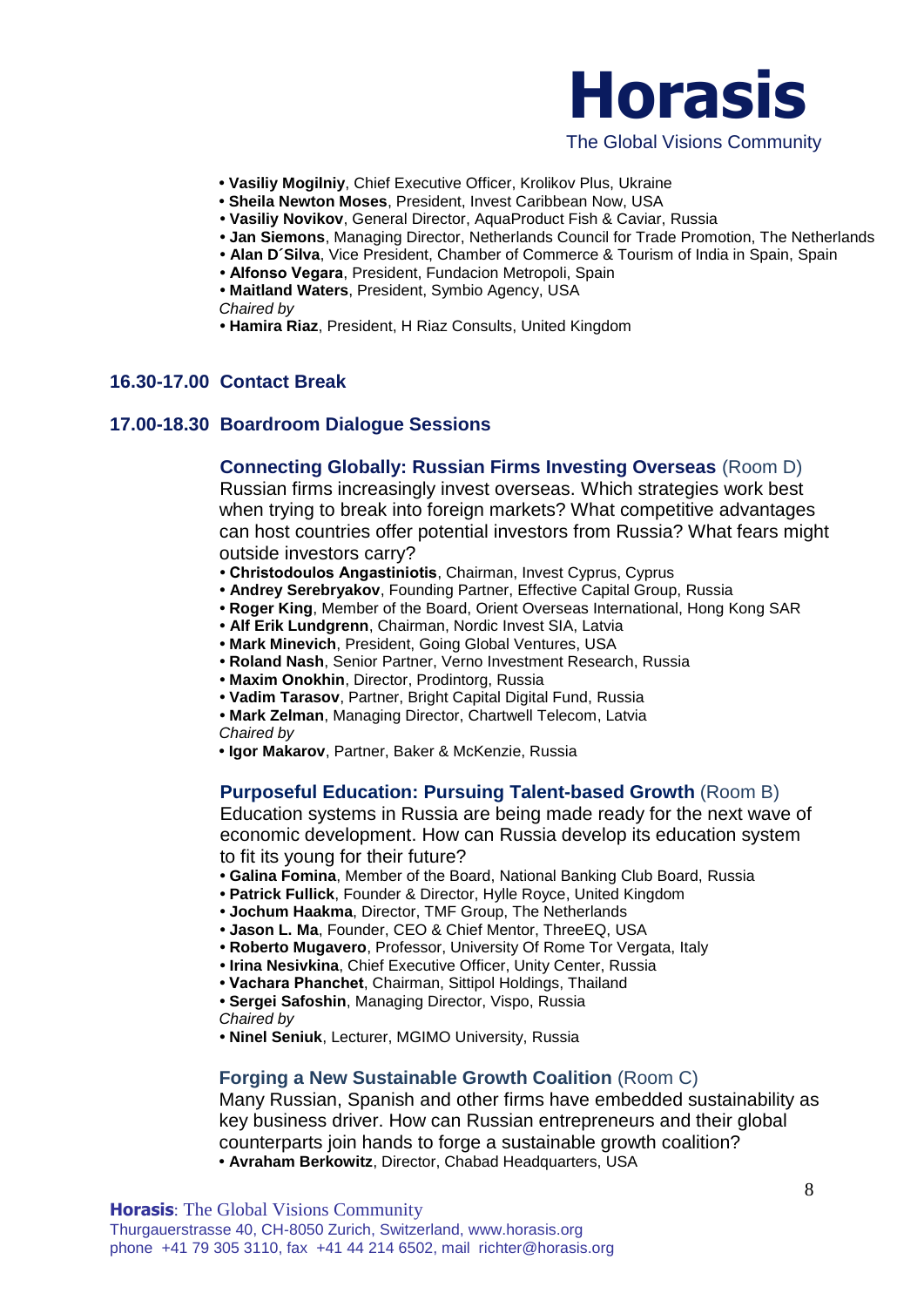• **Vasiliy Mogilniy**, Chief Executive Officer, Krolikov Plus, Ukraine
• **Sheila Newton Moses**, President, Invest Caribbean Now, USA
• **Vasiliy Novikov**, General Director, AquaProduct Fish & Caviar, Russia
• **Jan Siemons**, Managing Director, Netherlands Council for Trade Promotion, The Netherlands
• **Alan D´Silva**, Vice President, Chamber of Commerce & Tourism of India in Spain, Spain
• **Alfonso Vegara**, President, Fundacion Metropoli, Spain
• **Maitland Waters**, President, Symbio Agency, USA

*Chaired by*

• **Hamira Riaz**, President, H Riaz Consults, United Kingdom

## 16.30-17.00 Contact Break

## 17.00-18.30 Boardroom Dialogue Sessions

### Connecting Globally: Russian Firms Investing Overseas (Room D)

Russian firms increasingly invest overseas. Which strategies work best when trying to break into foreign markets? What competitive advantages can host countries offer potential investors from Russia? What fears might outside investors carry?

• **Christodoulos Angastiniotis**, Chairman, Invest Cyprus, Cyprus
• **Andrey Serebryakov**, Founding Partner, Effective Capital Group, Russia
• **Roger King**, Member of the Board, Orient Overseas International, Hong Kong SAR
• **Alf Erik Lundgrenn**, Chairman, Nordic Invest SIA, Latvia
• **Mark Minevich**, President, Going Global Ventures, USA
• **Roland Nash**, Senior Partner, Verno Investment Research, Russia
• **Maxim Onokhin**, Director, Prodintorg, Russia
• **Vadim Tarasov**, Partner, Bright Capital Digital Fund, Russia
• **Mark Zelman**, Managing Director, Chartwell Telecom, Latvia

*Chaired by*

• **Igor Makarov**, Partner, Baker & McKenzie, Russia

### Purposeful Education: Pursuing Talent-based Growth (Room B)

Education systems in Russia are being made ready for the next wave of economic development. How can Russia develop its education system to fit its young for their future?

• **Galina Fomina**, Member of the Board, National Banking Club Board, Russia
• **Patrick Fullick**, Founder & Director, Hylle Royce, United Kingdom
• **Jochum Haakma**, Director, TMF Group, The Netherlands
• **Jason L. Ma**, Founder, CEO & Chief Mentor, ThreeEQ, USA
• **Roberto Mugavero**, Professor, University Of Rome Tor Vergata, Italy
• **Irina Nesivkina**, Chief Executive Officer, Unity Center, Russia
• **Vachara Phanchet**, Chairman, Sittipol Holdings, Thailand
• **Sergei Safoshin**, Managing Director, Vispo, Russia

*Chaired by*

• **Ninel Seniuk**, Lecturer, MGIMO University, Russia

### Forging a New Sustainable Growth Coalition (Room C)

Many Russian, Spanish and other firms have embedded sustainability as key business driver. How can Russian entrepreneurs and their global counterparts join hands to forge a sustainable growth coalition?

• **Avraham Berkowitz**, Director, Chabad Headquarters, USA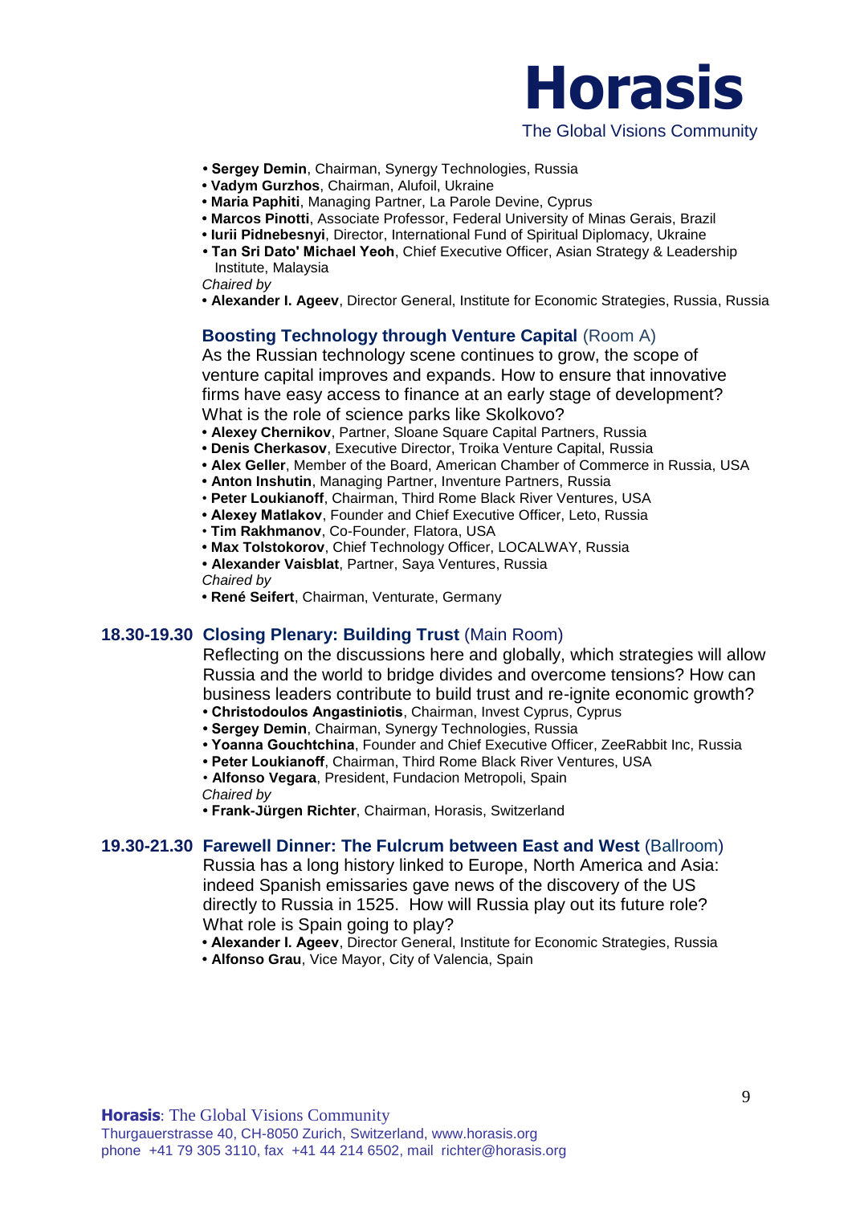- **Sergey Demin**, Chairman, Synergy Technologies, Russia
- **Vadym Gurzhos**, Chairman, Alufoil, Ukraine
- **Maria Paphiti**, Managing Partner, La Parole Devine, Cyprus
- **Marcos Pinotti**, Associate Professor, Federal University of Minas Gerais, Brazil
- **Iurii Pidnebesnyi**, Director, International Fund of Spiritual Diplomacy, Ukraine
- **Tan Sri Dato' Michael Yeoh**, Chief Executive Officer, Asian Strategy & Leadership Institute, Malaysia

*Chaired by*

- **Alexander I. Ageev**, Director General, Institute for Economic Strategies, Russia, Russia

### **Boosting Technology through Venture Capital** (Room A)

As the Russian technology scene continues to grow, the scope of venture capital improves and expands. How to ensure that innovative firms have easy access to finance at an early stage of development? What is the role of science parks like Skolkovo?

- **Alexey Chernikov**, Partner, Sloane Square Capital Partners, Russia
- **Denis Cherkasov**, Executive Director, Troika Venture Capital, Russia
- **Alex Geller**, Member of the Board, American Chamber of Commerce in Russia, USA
- **Anton Inshutin**, Managing Partner, Inventure Partners, Russia
- **Peter Loukianoff**, Chairman, Third Rome Black River Ventures, USA
- **Alexey Matlakov**, Founder and Chief Executive Officer, Leto, Russia
- **Tim Rakhmanov**, Co-Founder, Flatora, USA
- **Max Tolstokorov**, Chief Technology Officer, LOCALWAY, Russia
- **Alexander Vaisblat**, Partner, Saya Ventures, Russia

*Chaired by*

- **René Seifert**, Chairman, Venturate, Germany

### 18.30-19.30 **Closing Plenary: Building Trust** (Main Room)

Reflecting on the discussions here and globally, which strategies will allow Russia and the world to bridge divides and overcome tensions? How can business leaders contribute to build trust and re-ignite economic growth?

- **Christodoulos Angastiniotis**, Chairman, Invest Cyprus, Cyprus
- **Sergey Demin**, Chairman, Synergy Technologies, Russia
- **Yoanna Gouchtchina**, Founder and Chief Executive Officer, ZeeRabbit Inc, Russia
- **Peter Loukianoff**, Chairman, Third Rome Black River Ventures, USA
- **Alfonso Vegara**, President, Fundacion Metropoli, Spain

*Chaired by*

- **Frank-Jürgen Richter**, Chairman, Horasis, Switzerland

### 19.30-21.30 **Farewell Dinner: The Fulcrum between East and West** (Ballroom)

Russia has a long history linked to Europe, North America and Asia: indeed Spanish emissaries gave news of the discovery of the US directly to Russia in 1525. How will Russia play out its future role? What role is Spain going to play?

- **Alexander I. Ageev**, Director General, Institute for Economic Strategies, Russia
- **Alfonso Grau**, Vice Mayor, City of Valencia, Spain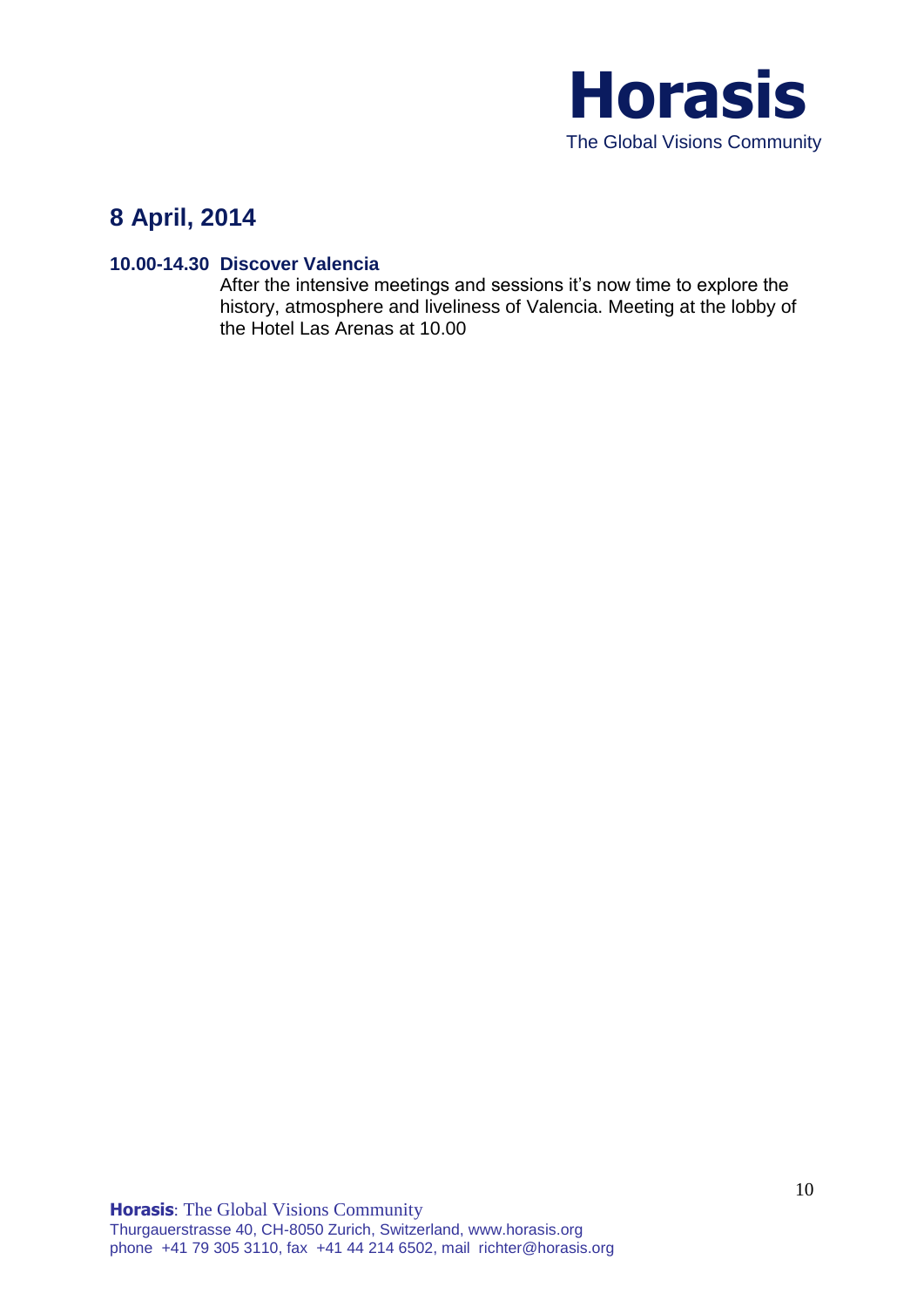## 8 April, 2014

**10.00-14.30 Discover Valencia**

After the intensive meetings and sessions it's now time to explore the history, atmosphere and liveliness of Valencia. Meeting at the lobby of the Hotel Las Arenas at 10.00